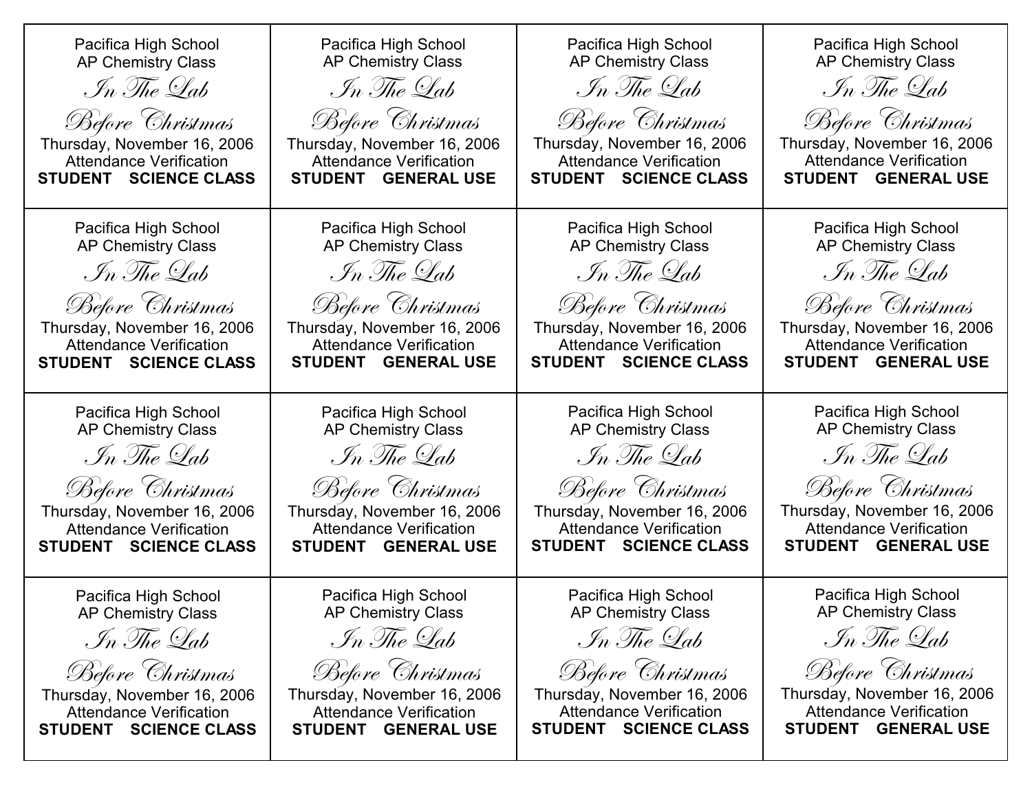| | | | |
|---|---|---|---|
| Pacifica High School<br>AP Chemistry Class<br>*In The Lab*<br>*Before Christmas*<br>Thursday, November 16, 2006<br>Attendance Verification<br>**STUDENT SCIENCE CLASS** | Pacifica High School<br>AP Chemistry Class<br>*In The Lab*<br>*Before Christmas*<br>Thursday, November 16, 2006<br>Attendance Verification<br>**STUDENT GENERAL USE** | Pacifica High School<br>AP Chemistry Class<br>*In The Lab*<br>*Before Christmas*<br>Thursday, November 16, 2006<br>Attendance Verification<br>**STUDENT SCIENCE CLASS** | Pacifica High School<br>AP Chemistry Class<br>*In The Lab*<br>*Before Christmas*<br>Thursday, November 16, 2006<br>Attendance Verification<br>**STUDENT GENERAL USE** |
| Pacifica High School<br>AP Chemistry Class<br>*In The Lab*<br>*Before Christmas*<br>Thursday, November 16, 2006<br>Attendance Verification<br>**STUDENT SCIENCE CLASS** | Pacifica High School<br>AP Chemistry Class<br>*In The Lab*<br>*Before Christmas*<br>Thursday, November 16, 2006<br>Attendance Verification<br>**STUDENT GENERAL USE** | Pacifica High School<br>AP Chemistry Class<br>*In The Lab*<br>*Before Christmas*<br>Thursday, November 16, 2006<br>Attendance Verification<br>**STUDENT SCIENCE CLASS** | Pacifica High School<br>AP Chemistry Class<br>*In The Lab*<br>*Before Christmas*<br>Thursday, November 16, 2006<br>Attendance Verification<br>**STUDENT GENERAL USE** |
| Pacifica High School<br>AP Chemistry Class<br>*In The Lab*<br>*Before Christmas*<br>Thursday, November 16, 2006<br>Attendance Verification<br>**STUDENT SCIENCE CLASS** | Pacifica High School<br>AP Chemistry Class<br>*In The Lab*<br>*Before Christmas*<br>Thursday, November 16, 2006<br>Attendance Verification<br>**STUDENT GENERAL USE** | Pacifica High School<br>AP Chemistry Class<br>*In The Lab*<br>*Before Christmas*<br>Thursday, November 16, 2006<br>Attendance Verification<br>**STUDENT SCIENCE CLASS** | Pacifica High School<br>AP Chemistry Class<br>*In The Lab*<br>*Before Christmas*<br>Thursday, November 16, 2006<br>Attendance Verification<br>**STUDENT GENERAL USE** |
| Pacifica High School<br>AP Chemistry Class<br>*In The Lab*<br>*Before Christmas*<br>Thursday, November 16, 2006<br>Attendance Verification<br>**STUDENT SCIENCE CLASS** | Pacifica High School<br>AP Chemistry Class<br>*In The Lab*<br>*Before Christmas*<br>Thursday, November 16, 2006<br>Attendance Verification<br>**STUDENT GENERAL USE** | Pacifica High School<br>AP Chemistry Class<br>*In The Lab*<br>*Before Christmas*<br>Thursday, November 16, 2006<br>Attendance Verification<br>**STUDENT SCIENCE CLASS** | Pacifica High School<br>AP Chemistry Class<br>*In The Lab*<br>*Before Christmas*<br>Thursday, November 16, 2006<br>Attendance Verification<br>**STUDENT GENERAL USE** |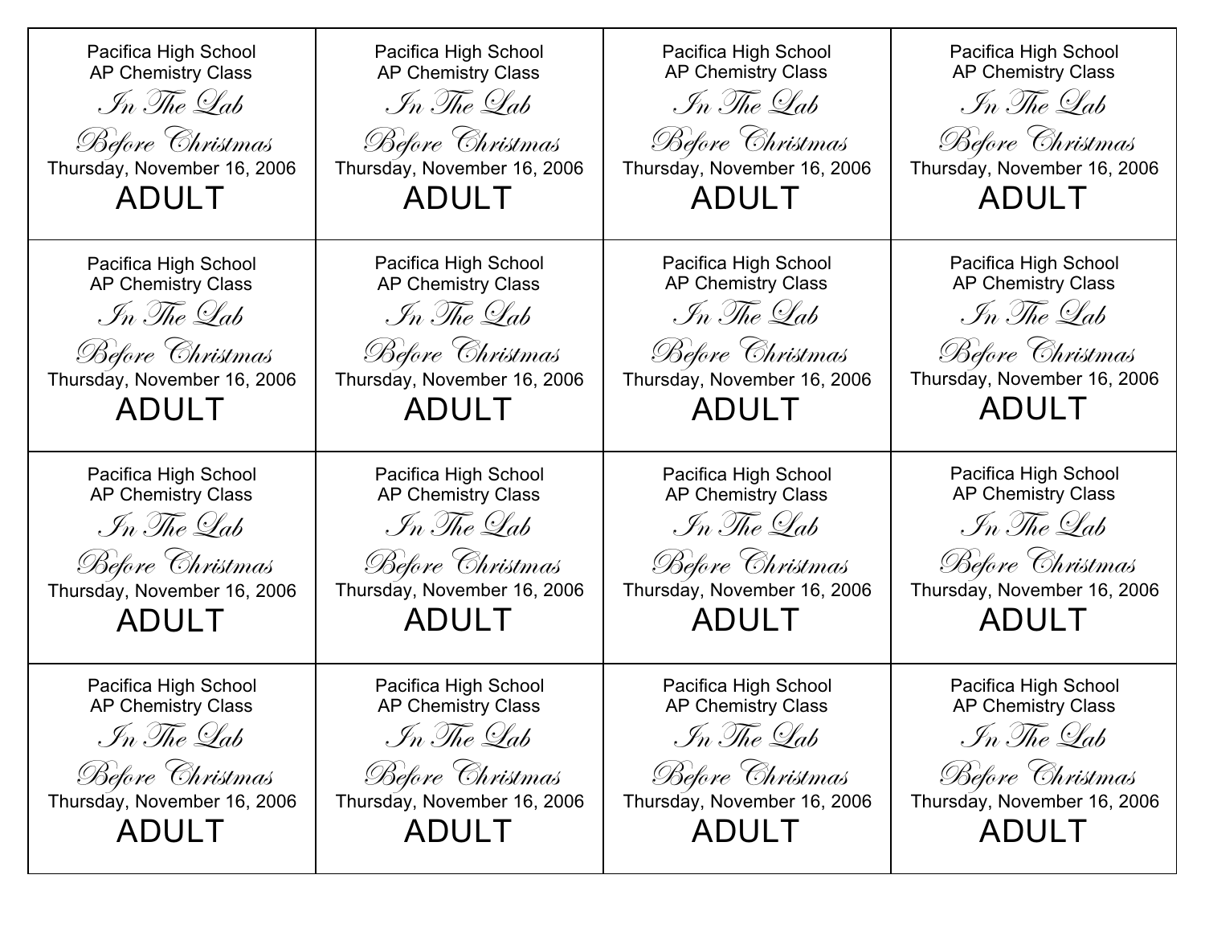| | | | |
|---|---|---|---|
| Pacifica High School<br>AP Chemistry Class<br>*In The Lab*<br>*Before Christmas*<br>Thursday, November 16, 2006<br>ADULT | Pacifica High School<br>AP Chemistry Class<br>*In The Lab*<br>*Before Christmas*<br>Thursday, November 16, 2006<br>ADULT | Pacifica High School<br>AP Chemistry Class<br>*In The Lab*<br>*Before Christmas*<br>Thursday, November 16, 2006<br>ADULT | Pacifica High School<br>AP Chemistry Class<br>*In The Lab*<br>*Before Christmas*<br>Thursday, November 16, 2006<br>ADULT |
| Pacifica High School<br>AP Chemistry Class<br>*In The Lab*<br>*Before Christmas*<br>Thursday, November 16, 2006<br>ADULT | Pacifica High School<br>AP Chemistry Class<br>*In The Lab*<br>*Before Christmas*<br>Thursday, November 16, 2006<br>ADULT | Pacifica High School<br>AP Chemistry Class<br>*In The Lab*<br>*Before Christmas*<br>Thursday, November 16, 2006<br>ADULT | Pacifica High School<br>AP Chemistry Class<br>*In The Lab*<br>*Before Christmas*<br>Thursday, November 16, 2006<br>ADULT |
| Pacifica High School<br>AP Chemistry Class<br>*In The Lab*<br>*Before Christmas*<br>Thursday, November 16, 2006<br>ADULT | Pacifica High School<br>AP Chemistry Class<br>*In The Lab*<br>*Before Christmas*<br>Thursday, November 16, 2006<br>ADULT | Pacifica High School<br>AP Chemistry Class<br>*In The Lab*<br>*Before Christmas*<br>Thursday, November 16, 2006<br>ADULT | Pacifica High School<br>AP Chemistry Class<br>*In The Lab*<br>*Before Christmas*<br>Thursday, November 16, 2006<br>ADULT |
| Pacifica High School<br>AP Chemistry Class<br>*In The Lab*<br>*Before Christmas*<br>Thursday, November 16, 2006<br>ADULT | Pacifica High School<br>AP Chemistry Class<br>*In The Lab*<br>*Before Christmas*<br>Thursday, November 16, 2006<br>ADULT | Pacifica High School<br>AP Chemistry Class<br>*In The Lab*<br>*Before Christmas*<br>Thursday, November 16, 2006<br>ADULT | Pacifica High School<br>AP Chemistry Class<br>*In The Lab*<br>*Before Christmas*<br>Thursday, November 16, 2006<br>ADULT |